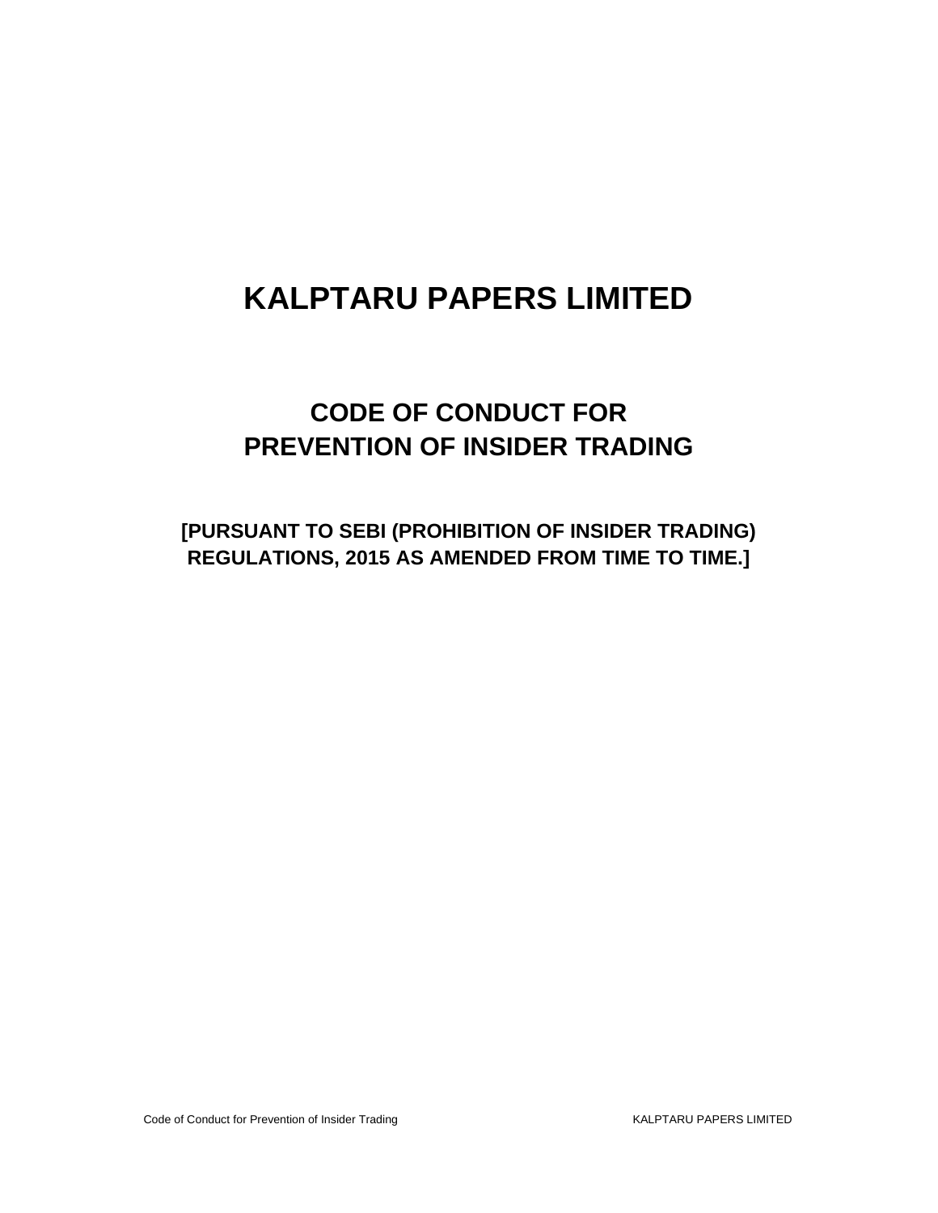# KALPTARU PAPERS LIMITED

## CODE OF CONDUCT FOR PREVENTION OF INSIDER TRADING

**[PURSUANT TO SEBI (PROHIBITION OF INSIDER TRADING) REGULATIONS, 2015 AS AMENDED FROM TIME TO TIME.]**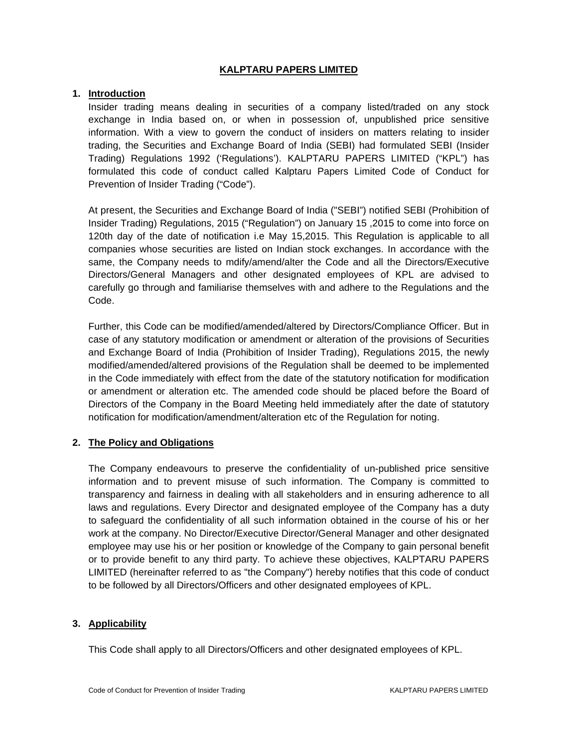**KALPTARU PAPERS LIMITED**

1. **Introduction**

   Insider trading means dealing in securities of a company listed/traded on any stock exchange in India based on, or when in possession of, unpublished price sensitive information. With a view to govern the conduct of insiders on matters relating to insider trading, the Securities and Exchange Board of India (SEBI) had formulated SEBI (Insider Trading) Regulations 1992 ('Regulations'). KALPTARU PAPERS LIMITED ("KPL") has formulated this code of conduct called Kalptaru Papers Limited Code of Conduct for Prevention of Insider Trading ("Code").

   At present, the Securities and Exchange Board of India ("SEBI") notified SEBI (Prohibition of Insider Trading) Regulations, 2015 ("Regulation") on January 15 ,2015 to come into force on 120th day of the date of notification i.e May 15,2015. This Regulation is applicable to all companies whose securities are listed on Indian stock exchanges. In accordance with the same, the Company needs to mdify/amend/alter the Code and all the Directors/Executive Directors/General Managers and other designated employees of KPL are advised to carefully go through and familiarise themselves with and adhere to the Regulations and the Code.

   Further, this Code can be modified/amended/altered by Directors/Compliance Officer. But in case of any statutory modification or amendment or alteration of the provisions of Securities and Exchange Board of India (Prohibition of Insider Trading), Regulations 2015, the newly modified/amended/altered provisions of the Regulation shall be deemed to be implemented in the Code immediately with effect from the date of the statutory notification for modification or amendment or alteration etc. The amended code should be placed before the Board of Directors of the Company in the Board Meeting held immediately after the date of statutory notification for modification/amendment/alteration etc of the Regulation for noting.

2. **The Policy and Obligations**

   The Company endeavours to preserve the confidentiality of un-published price sensitive information and to prevent misuse of such information. The Company is committed to transparency and fairness in dealing with all stakeholders and in ensuring adherence to all laws and regulations. Every Director and designated employee of the Company has a duty to safeguard the confidentiality of all such information obtained in the course of his or her work at the company. No Director/Executive Director/General Manager and other designated employee may use his or her position or knowledge of the Company to gain personal benefit or to provide benefit to any third party. To achieve these objectives, KALPTARU PAPERS LIMITED (hereinafter referred to as "the Company") hereby notifies that this code of conduct to be followed by all Directors/Officers and other designated employees of KPL.

3. **Applicability**

   This Code shall apply to all Directors/Officers and other designated employees of KPL.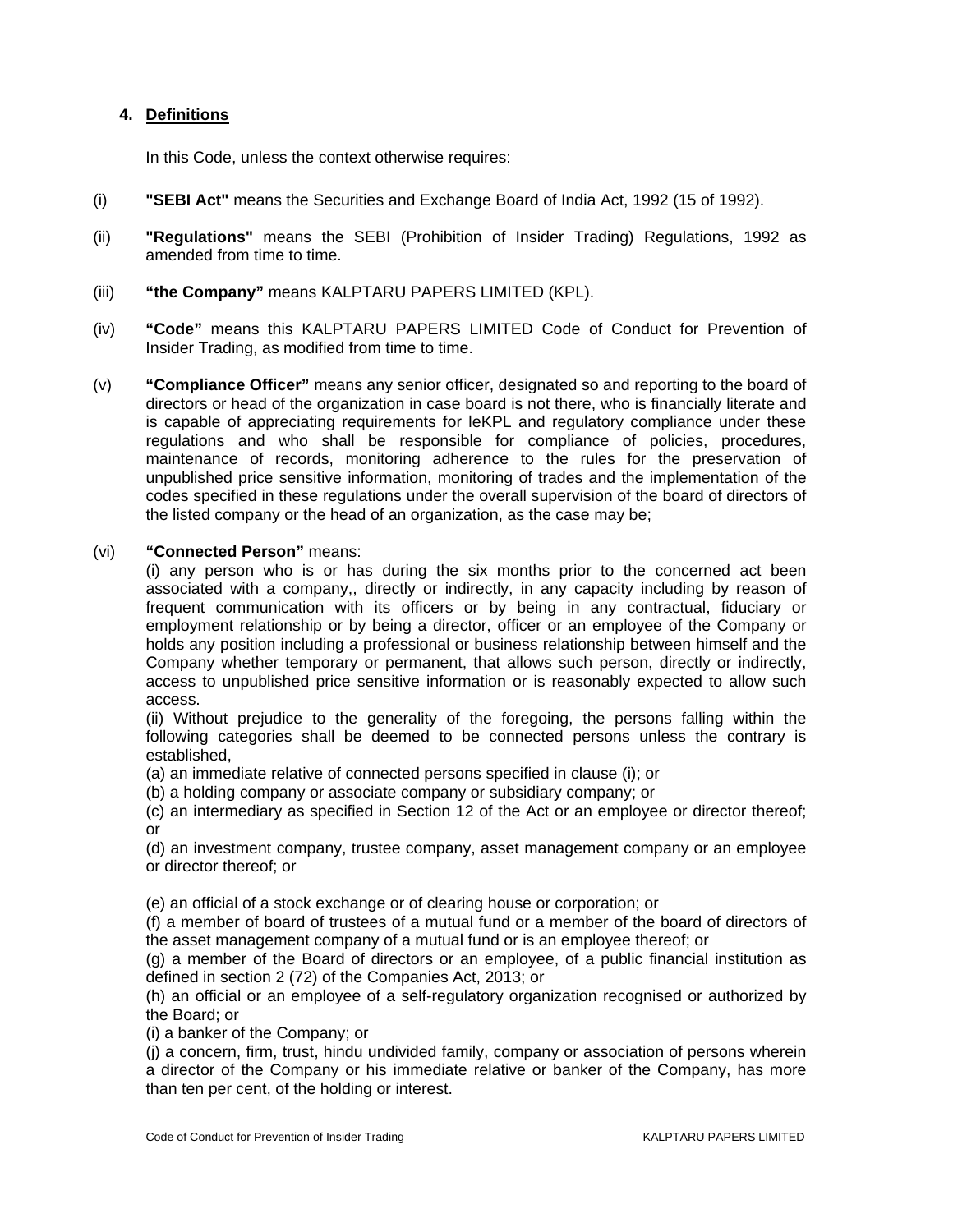## 4. Definitions

In this Code, unless the context otherwise requires:

(i) **"SEBI Act"** means the Securities and Exchange Board of India Act, 1992 (15 of 1992).

(ii) **"Regulations"** means the SEBI (Prohibition of Insider Trading) Regulations, 1992 as amended from time to time.

(iii) **"the Company"** means KALPTARU PAPERS LIMITED (KPL).

(iv) **"Code"** means this KALPTARU PAPERS LIMITED Code of Conduct for Prevention of Insider Trading, as modified from time to time.

(v) **"Compliance Officer"** means any senior officer, designated so and reporting to the board of directors or head of the organization in case board is not there, who is financially literate and is capable of appreciating requirements for leKPL and regulatory compliance under these regulations and who shall be responsible for compliance of policies, procedures, maintenance of records, monitoring adherence to the rules for the preservation of unpublished price sensitive information, monitoring of trades and the implementation of the codes specified in these regulations under the overall supervision of the board of directors of the listed company or the head of an organization, as the case may be;

(vi) **"Connected Person"** means:

(i) any person who is or has during the six months prior to the concerned act been associated with a company,, directly or indirectly, in any capacity including by reason of frequent communication with its officers or by being in any contractual, fiduciary or employment relationship or by being a director, officer or an employee of the Company or holds any position including a professional or business relationship between himself and the Company whether temporary or permanent, that allows such person, directly or indirectly, access to unpublished price sensitive information or is reasonably expected to allow such access.

(ii) Without prejudice to the generality of the foregoing, the persons falling within the following categories shall be deemed to be connected persons unless the contrary is established,

(a) an immediate relative of connected persons specified in clause (i); or

(b) a holding company or associate company or subsidiary company; or

(c) an intermediary as specified in Section 12 of the Act or an employee or director thereof; or

(d) an investment company, trustee company, asset management company or an employee or director thereof; or

(e) an official of a stock exchange or of clearing house or corporation; or

(f) a member of board of trustees of a mutual fund or a member of the board of directors of the asset management company of a mutual fund or is an employee thereof; or

(g) a member of the Board of directors or an employee, of a public financial institution as defined in section 2 (72) of the Companies Act, 2013; or

(h) an official or an employee of a self-regulatory organization recognised or authorized by the Board; or

(i) a banker of the Company; or

(j) a concern, firm, trust, hindu undivided family, company or association of persons wherein a director of the Company or his immediate relative or banker of the Company, has more than ten per cent, of the holding or interest.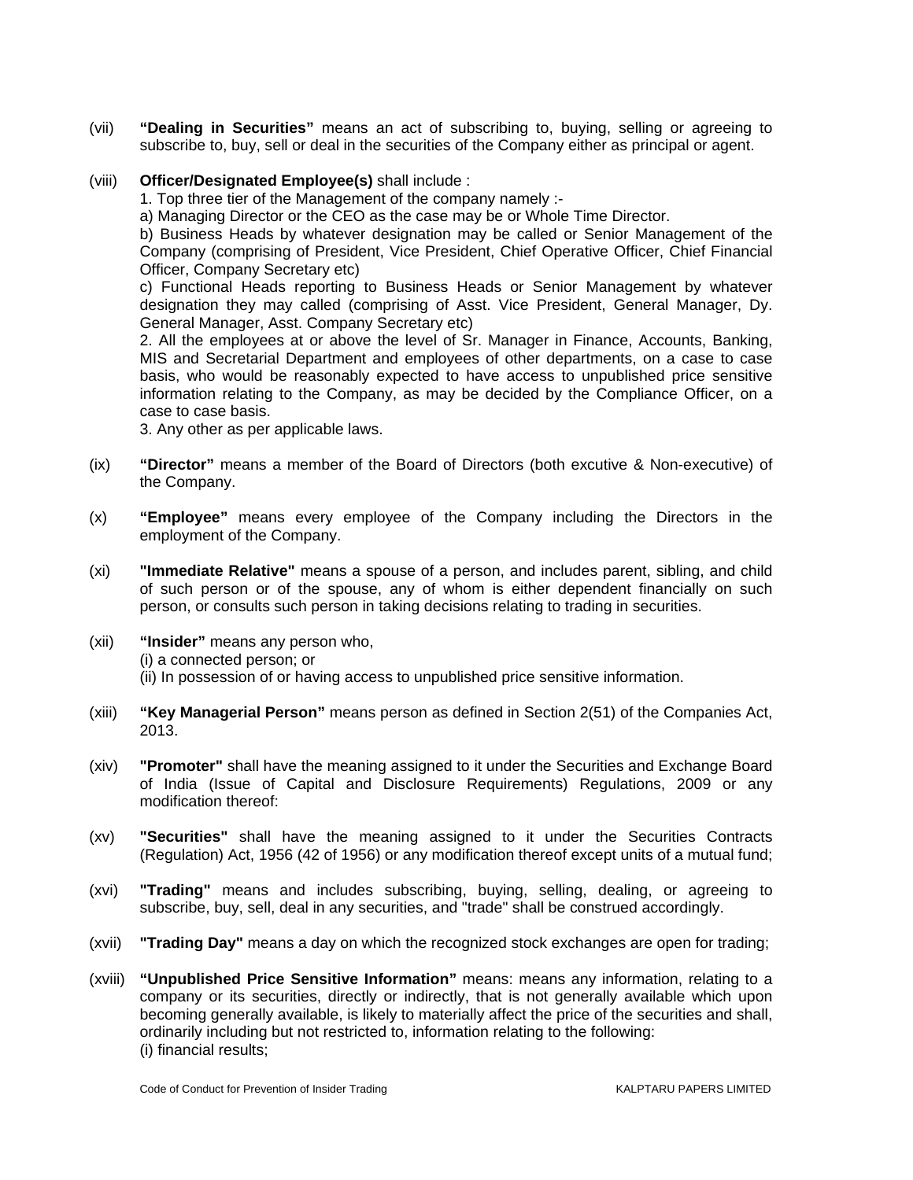(vii) **"Dealing in Securities"** means an act of subscribing to, buying, selling or agreeing to subscribe to, buy, sell or deal in the securities of the Company either as principal or agent.

(viii) **Officer/Designated Employee(s)** shall include :

1. Top three tier of the Management of the company namely :-

a) Managing Director or the CEO as the case may be or Whole Time Director.

b) Business Heads by whatever designation may be called or Senior Management of the Company (comprising of President, Vice President, Chief Operative Officer, Chief Financial Officer, Company Secretary etc)

c) Functional Heads reporting to Business Heads or Senior Management by whatever designation they may called (comprising of Asst. Vice President, General Manager, Dy. General Manager, Asst. Company Secretary etc)

2. All the employees at or above the level of Sr. Manager in Finance, Accounts, Banking, MIS and Secretarial Department and employees of other departments, on a case to case basis, who would be reasonably expected to have access to unpublished price sensitive information relating to the Company, as may be decided by the Compliance Officer, on a case to case basis.

3. Any other as per applicable laws.

(ix) **"Director"** means a member of the Board of Directors (both excutive & Non-executive) of the Company.

(x) **"Employee"** means every employee of the Company including the Directors in the employment of the Company.

(xi) **"Immediate Relative"** means a spouse of a person, and includes parent, sibling, and child of such person or of the spouse, any of whom is either dependent financially on such person, or consults such person in taking decisions relating to trading in securities.

(xii) **"Insider"** means any person who,
(i) a connected person; or
(ii) In possession of or having access to unpublished price sensitive information.

(xiii) **"Key Managerial Person"** means person as defined in Section 2(51) of the Companies Act, 2013.

(xiv) **"Promoter"** shall have the meaning assigned to it under the Securities and Exchange Board of India (Issue of Capital and Disclosure Requirements) Regulations, 2009 or any modification thereof:

(xv) **"Securities"** shall have the meaning assigned to it under the Securities Contracts (Regulation) Act, 1956 (42 of 1956) or any modification thereof except units of a mutual fund;

(xvi) **"Trading"** means and includes subscribing, buying, selling, dealing, or agreeing to subscribe, buy, sell, deal in any securities, and "trade" shall be construed accordingly.

(xvii) **"Trading Day"** means a day on which the recognized stock exchanges are open for trading;

(xviii) **"Unpublished Price Sensitive Information"** means: means any information, relating to a company or its securities, directly or indirectly, that is not generally available which upon becoming generally available, is likely to materially affect the price of the securities and shall, ordinarily including but not restricted to, information relating to the following:
(i) financial results;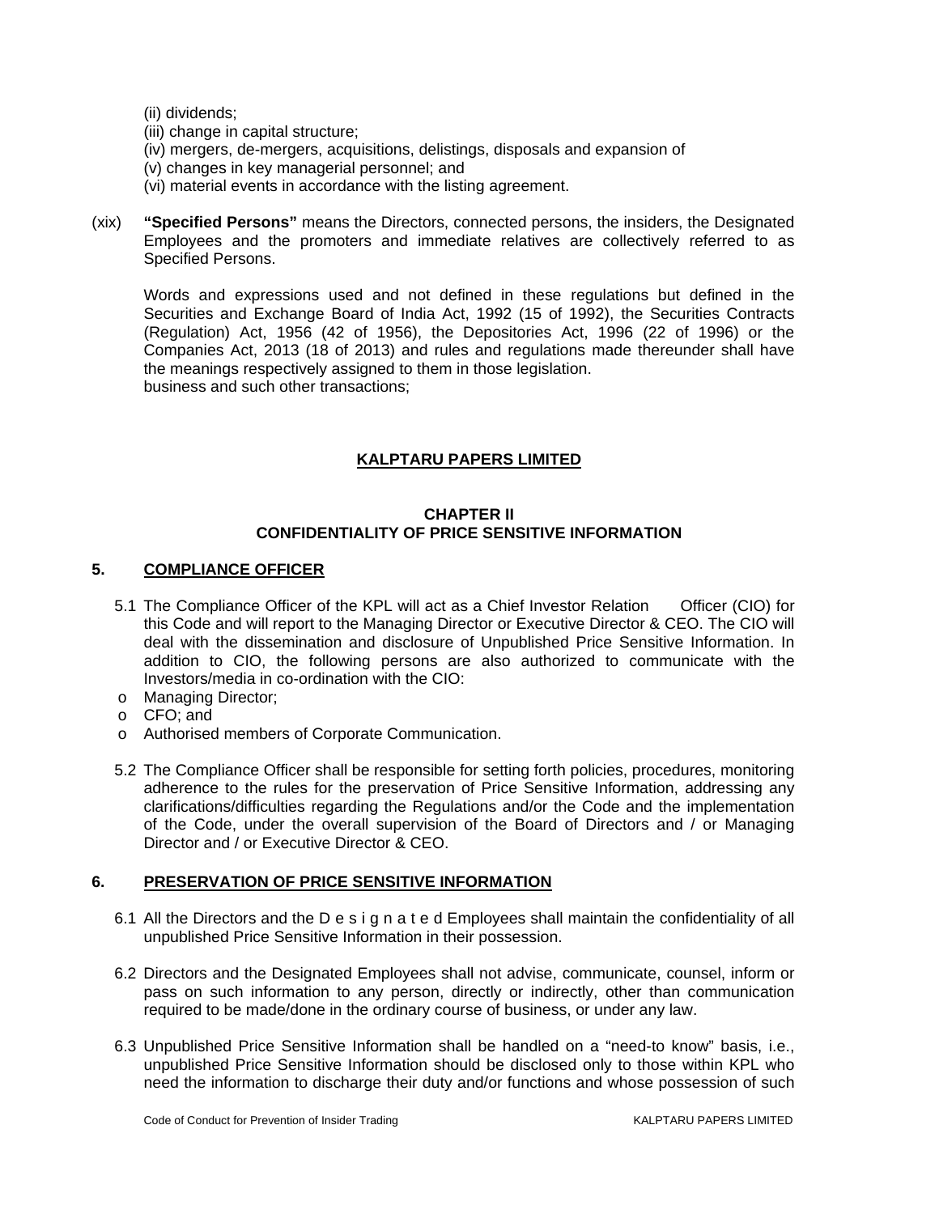(ii) dividends;
(iii) change in capital structure;
(iv) mergers, de-mergers, acquisitions, delistings, disposals and expansion of
(v) changes in key managerial personnel; and
(vi) material events in accordance with the listing agreement.

(xix) **"Specified Persons"** means the Directors, connected persons, the insiders, the Designated Employees and the promoters and immediate relatives are collectively referred to as Specified Persons.

Words and expressions used and not defined in these regulations but defined in the Securities and Exchange Board of India Act, 1992 (15 of 1992), the Securities Contracts (Regulation) Act, 1956 (42 of 1956), the Depositories Act, 1996 (22 of 1996) or the Companies Act, 2013 (18 of 2013) and rules and regulations made thereunder shall have the meanings respectively assigned to them in those legislation.
business and such other transactions;

## KALPTARU PAPERS LIMITED

### CHAPTER II
### CONFIDENTIALITY OF PRICE SENSITIVE INFORMATION

### 5. COMPLIANCE OFFICER

5.1 The Compliance Officer of the KPL will act as a Chief Investor Relation Officer (CIO) for this Code and will report to the Managing Director or Executive Director & CEO. The CIO will deal with the dissemination and disclosure of Unpublished Price Sensitive Information. In addition to CIO, the following persons are also authorized to communicate with the Investors/media in co-ordination with the CIO:

- Managing Director;
- CFO; and
- Authorised members of Corporate Communication.

5.2 The Compliance Officer shall be responsible for setting forth policies, procedures, monitoring adherence to the rules for the preservation of Price Sensitive Information, addressing any clarifications/difficulties regarding the Regulations and/or the Code and the implementation of the Code, under the overall supervision of the Board of Directors and / or Managing Director and / or Executive Director & CEO.

### 6. PRESERVATION OF PRICE SENSITIVE INFORMATION

6.1 All the Directors and the Designated Employees shall maintain the confidentiality of all unpublished Price Sensitive Information in their possession.

6.2 Directors and the Designated Employees shall not advise, communicate, counsel, inform or pass on such information to any person, directly or indirectly, other than communication required to be made/done in the ordinary course of business, or under any law.

6.3 Unpublished Price Sensitive Information shall be handled on a "need-to know" basis, i.e., unpublished Price Sensitive Information should be disclosed only to those within KPL who need the information to discharge their duty and/or functions and whose possession of such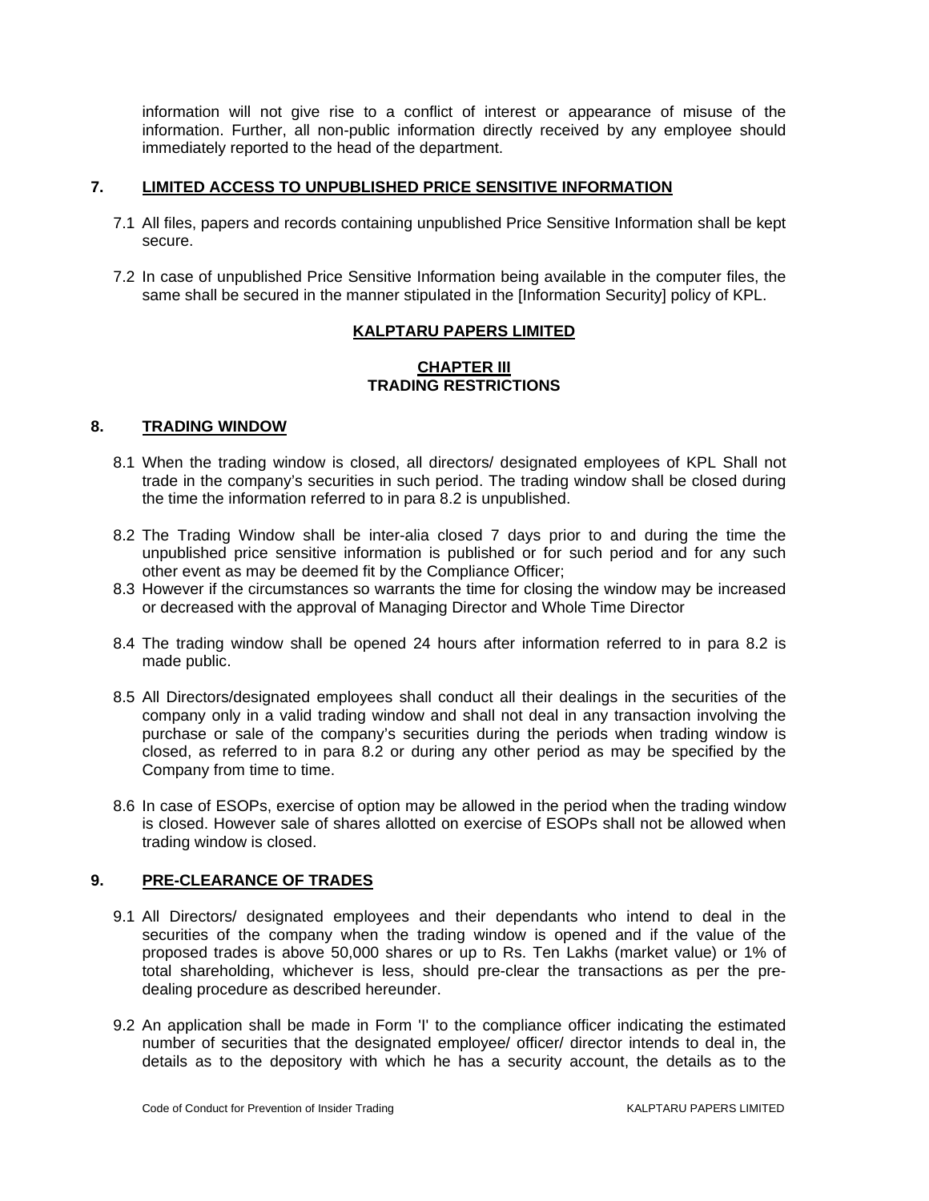information will not give rise to a conflict of interest or appearance of misuse of the information. Further, all non-public information directly received by any employee should immediately reported to the head of the department.

## 7. LIMITED ACCESS TO UNPUBLISHED PRICE SENSITIVE INFORMATION

7.1 All files, papers and records containing unpublished Price Sensitive Information shall be kept secure.

7.2 In case of unpublished Price Sensitive Information being available in the computer files, the same shall be secured in the manner stipulated in the [Information Security] policy of KPL.

## KALPTARU PAPERS LIMITED

## CHAPTER III
## TRADING RESTRICTIONS

## 8. TRADING WINDOW

8.1 When the trading window is closed, all directors/ designated employees of KPL Shall not trade in the company's securities in such period. The trading window shall be closed during the time the information referred to in para 8.2 is unpublished.

8.2 The Trading Window shall be inter-alia closed 7 days prior to and during the time the unpublished price sensitive information is published or for such period and for any such other event as may be deemed fit by the Compliance Officer;

8.3 However if the circumstances so warrants the time for closing the window may be increased or decreased with the approval of Managing Director and Whole Time Director

8.4 The trading window shall be opened 24 hours after information referred to in para 8.2 is made public.

8.5 All Directors/designated employees shall conduct all their dealings in the securities of the company only in a valid trading window and shall not deal in any transaction involving the purchase or sale of the company's securities during the periods when trading window is closed, as referred to in para 8.2 or during any other period as may be specified by the Company from time to time.

8.6 In case of ESOPs, exercise of option may be allowed in the period when the trading window is closed. However sale of shares allotted on exercise of ESOPs shall not be allowed when trading window is closed.

## 9. PRE-CLEARANCE OF TRADES

9.1 All Directors/ designated employees and their dependants who intend to deal in the securities of the company when the trading window is opened and if the value of the proposed trades is above 50,000 shares or up to Rs. Ten Lakhs (market value) or 1% of total shareholding, whichever is less, should pre-clear the transactions as per the pre-dealing procedure as described hereunder.

9.2 An application shall be made in Form 'I' to the compliance officer indicating the estimated number of securities that the designated employee/ officer/ director intends to deal in, the details as to the depository with which he has a security account, the details as to the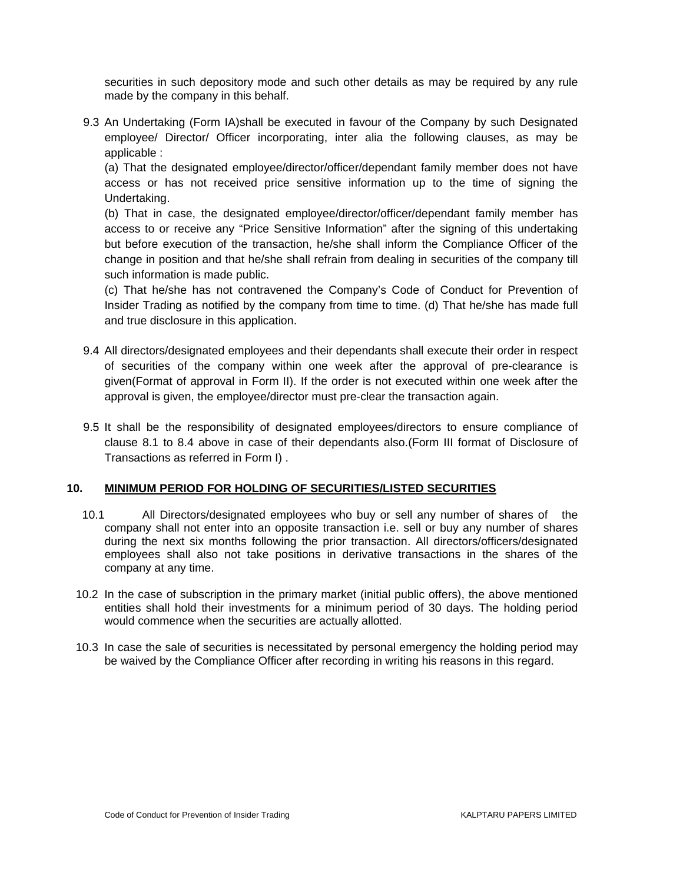securities in such depository mode and such other details as may be required by any rule made by the company in this behalf.

9.3 An Undertaking (Form IA)shall be executed in favour of the Company by such Designated employee/ Director/ Officer incorporating, inter alia the following clauses, as may be applicable :

(a) That the designated employee/director/officer/dependant family member does not have access or has not received price sensitive information up to the time of signing the Undertaking.

(b) That in case, the designated employee/director/officer/dependant family member has access to or receive any "Price Sensitive Information" after the signing of this undertaking but before execution of the transaction, he/she shall inform the Compliance Officer of the change in position and that he/she shall refrain from dealing in securities of the company till such information is made public.

(c) That he/she has not contravened the Company's Code of Conduct for Prevention of Insider Trading as notified by the company from time to time. (d) That he/she has made full and true disclosure in this application.

9.4 All directors/designated employees and their dependants shall execute their order in respect of securities of the company within one week after the approval of pre-clearance is given(Format of approval in Form II). If the order is not executed within one week after the approval is given, the employee/director must pre-clear the transaction again.

9.5 It shall be the responsibility of designated employees/directors to ensure compliance of clause 8.1 to 8.4 above in case of their dependants also.(Form III format of Disclosure of Transactions as referred in Form I) .

## 10. MINIMUM PERIOD FOR HOLDING OF SECURITIES/LISTED SECURITIES

10.1 All Directors/designated employees who buy or sell any number of shares of the company shall not enter into an opposite transaction i.e. sell or buy any number of shares during the next six months following the prior transaction. All directors/officers/designated employees shall also not take positions in derivative transactions in the shares of the company at any time.

10.2 In the case of subscription in the primary market (initial public offers), the above mentioned entities shall hold their investments for a minimum period of 30 days. The holding period would commence when the securities are actually allotted.

10.3 In case the sale of securities is necessitated by personal emergency the holding period may be waived by the Compliance Officer after recording in writing his reasons in this regard.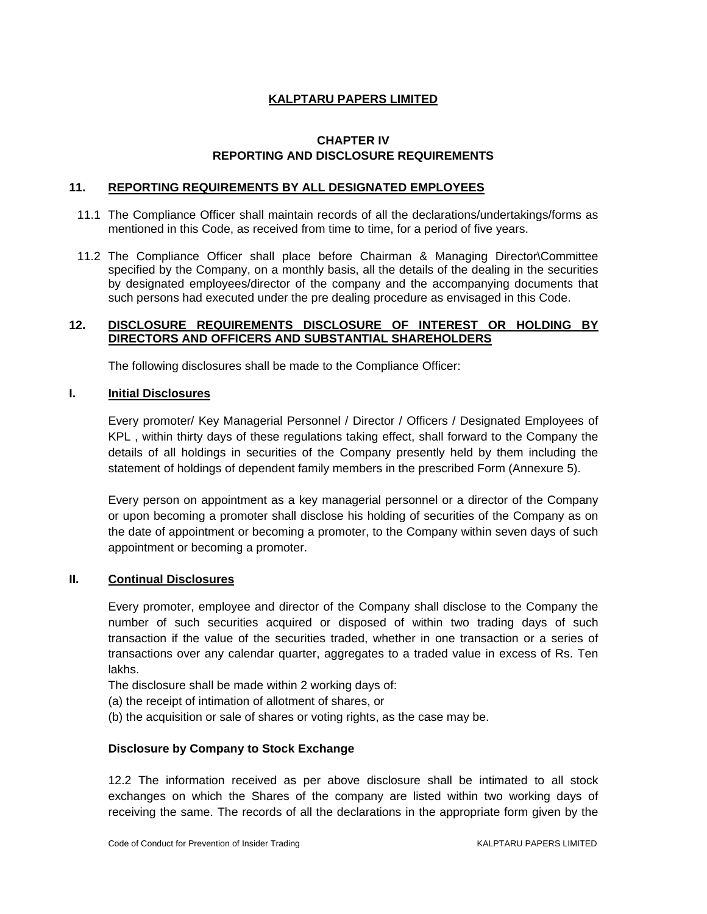# KALPTARU PAPERS LIMITED

## CHAPTER IV
## REPORTING AND DISCLOSURE REQUIREMENTS

### 11. REPORTING REQUIREMENTS BY ALL DESIGNATED EMPLOYEES

11.1 The Compliance Officer shall maintain records of all the declarations/undertakings/forms as mentioned in this Code, as received from time to time, for a period of five years.

11.2 The Compliance Officer shall place before Chairman & Managing Director\Committee specified by the Company, on a monthly basis, all the details of the dealing in the securities by designated employees/director of the company and the accompanying documents that such persons had executed under the pre dealing procedure as envisaged in this Code.

### 12. DISCLOSURE REQUIREMENTS DISCLOSURE OF INTEREST OR HOLDING BY DIRECTORS AND OFFICERS AND SUBSTANTIAL SHAREHOLDERS

The following disclosures shall be made to the Compliance Officer:

#### I. Initial Disclosures

Every promoter/ Key Managerial Personnel / Director / Officers / Designated Employees of KPL , within thirty days of these regulations taking effect, shall forward to the Company the details of all holdings in securities of the Company presently held by them including the statement of holdings of dependent family members in the prescribed Form (Annexure 5).

Every person on appointment as a key managerial personnel or a director of the Company or upon becoming a promoter shall disclose his holding of securities of the Company as on the date of appointment or becoming a promoter, to the Company within seven days of such appointment or becoming a promoter.

#### II. Continual Disclosures

Every promoter, employee and director of the Company shall disclose to the Company the number of such securities acquired or disposed of within two trading days of such transaction if the value of the securities traded, whether in one transaction or a series of transactions over any calendar quarter, aggregates to a traded value in excess of Rs. Ten lakhs.

The disclosure shall be made within 2 working days of:

(a) the receipt of intimation of allotment of shares, or

(b) the acquisition or sale of shares or voting rights, as the case may be.

**Disclosure by Company to Stock Exchange**

12.2 The information received as per above disclosure shall be intimated to all stock exchanges on which the Shares of the company are listed within two working days of receiving the same. The records of all the declarations in the appropriate form given by the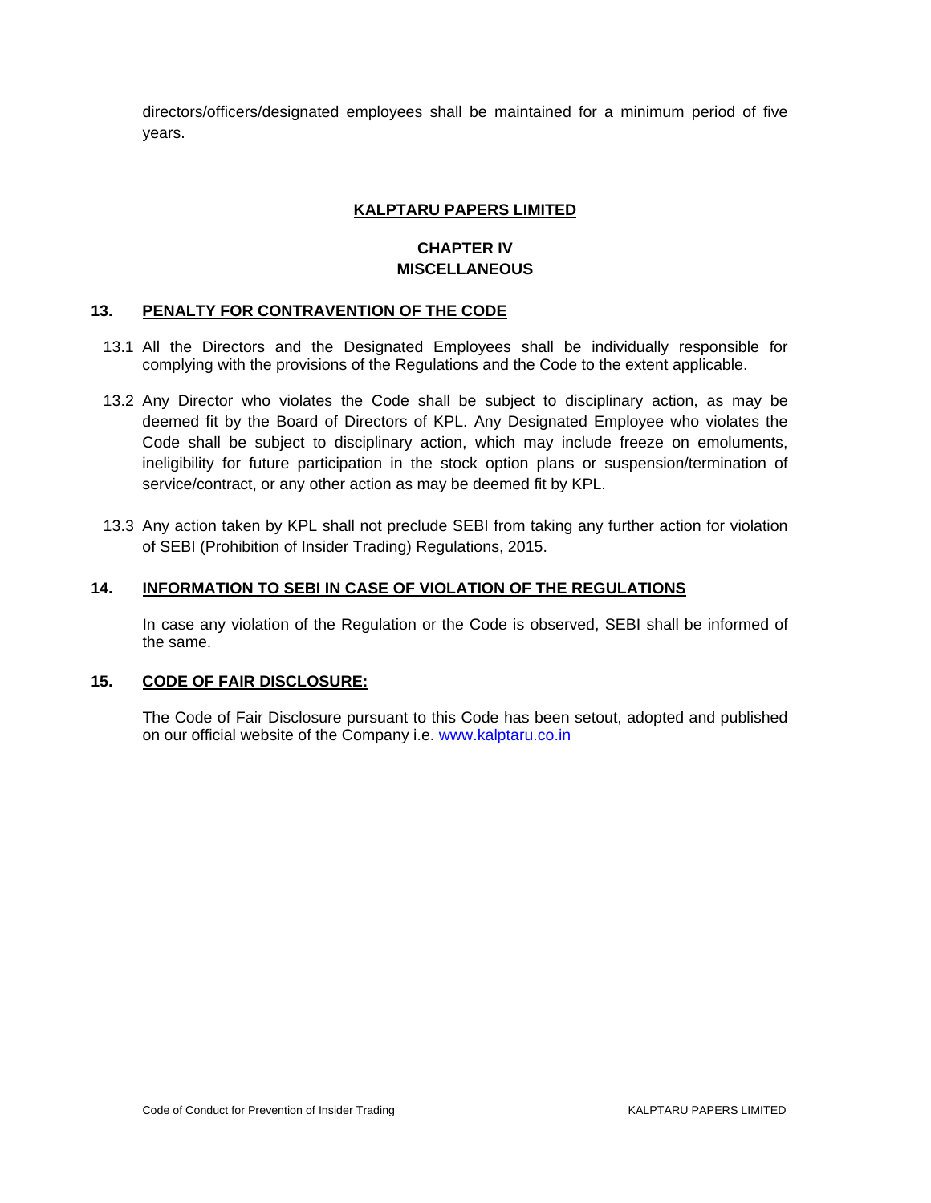directors/officers/designated employees shall be maintained for a minimum period of five years.

**KALPTARU PAPERS LIMITED**

## CHAPTER IV
## MISCELLANEOUS

### 13. PENALTY FOR CONTRAVENTION OF THE CODE

13.1 All the Directors and the Designated Employees shall be individually responsible for complying with the provisions of the Regulations and the Code to the extent applicable.

13.2 Any Director who violates the Code shall be subject to disciplinary action, as may be deemed fit by the Board of Directors of KPL. Any Designated Employee who violates the Code shall be subject to disciplinary action, which may include freeze on emoluments, ineligibility for future participation in the stock option plans or suspension/termination of service/contract, or any other action as may be deemed fit by KPL.

13.3 Any action taken by KPL shall not preclude SEBI from taking any further action for violation of SEBI (Prohibition of Insider Trading) Regulations, 2015.

### 14. INFORMATION TO SEBI IN CASE OF VIOLATION OF THE REGULATIONS

In case any violation of the Regulation or the Code is observed, SEBI shall be informed of the same.

### 15. CODE OF FAIR DISCLOSURE:

The Code of Fair Disclosure pursuant to this Code has been setout, adopted and published on our official website of the Company i.e. [www.kalptaru.co.in](http://www.kalptaru.co.in)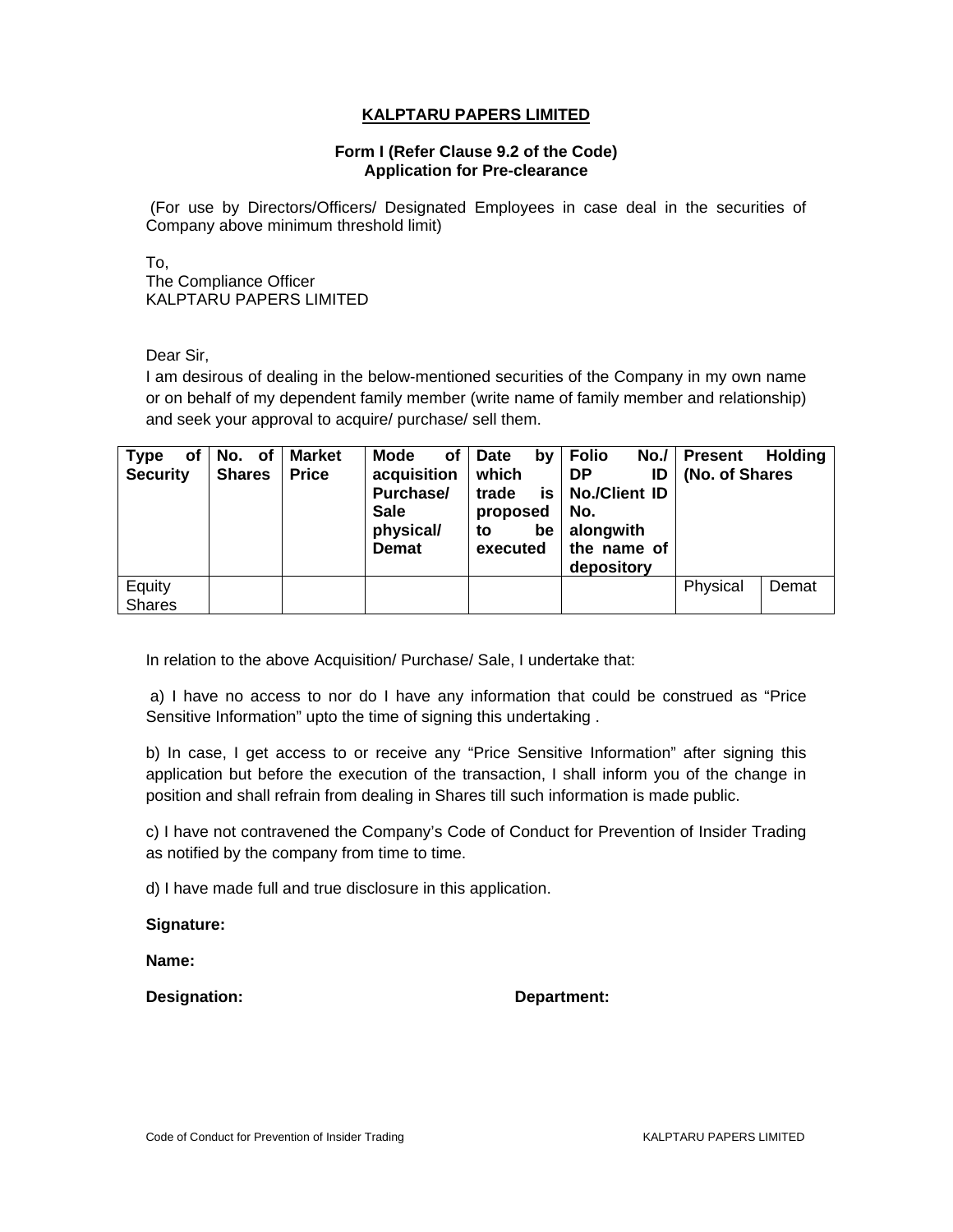## KALPTARU PAPERS LIMITED

**Form I (Refer Clause 9.2 of the Code)**
**Application for Pre-clearance**

(For use by Directors/Officers/ Designated Employees in case deal in the securities of Company above minimum threshold limit)

To,
The Compliance Officer
KALPTARU PAPERS LIMITED

Dear Sir,

I am desirous of dealing in the below-mentioned securities of the Company in my own name or on behalf of my dependent family member (write name of family member and relationship) and seek your approval to acquire/ purchase/ sell them.

| Type of Security | No. of Shares | Market Price | Mode of acquisition Purchase/ Sale physical/ Demat | Date by which trade is proposed to be executed | Folio No./ DP ID No./Client ID No. alongwith the name of depository | Present Holding (No. of Shares | |
|---|---|---|---|---|---|---|---|
| Equity Shares | | | | | | Physical | Demat |

In relation to the above Acquisition/ Purchase/ Sale, I undertake that:

a) I have no access to nor do I have any information that could be construed as "Price Sensitive Information" upto the time of signing this undertaking .

b) In case, I get access to or receive any "Price Sensitive Information" after signing this application but before the execution of the transaction, I shall inform you of the change in position and shall refrain from dealing in Shares till such information is made public.

c) I have not contravened the Company's Code of Conduct for Prevention of Insider Trading as notified by the company from time to time.

d) I have made full and true disclosure in this application.

**Signature:**

**Name:**

**Designation:** **Department:**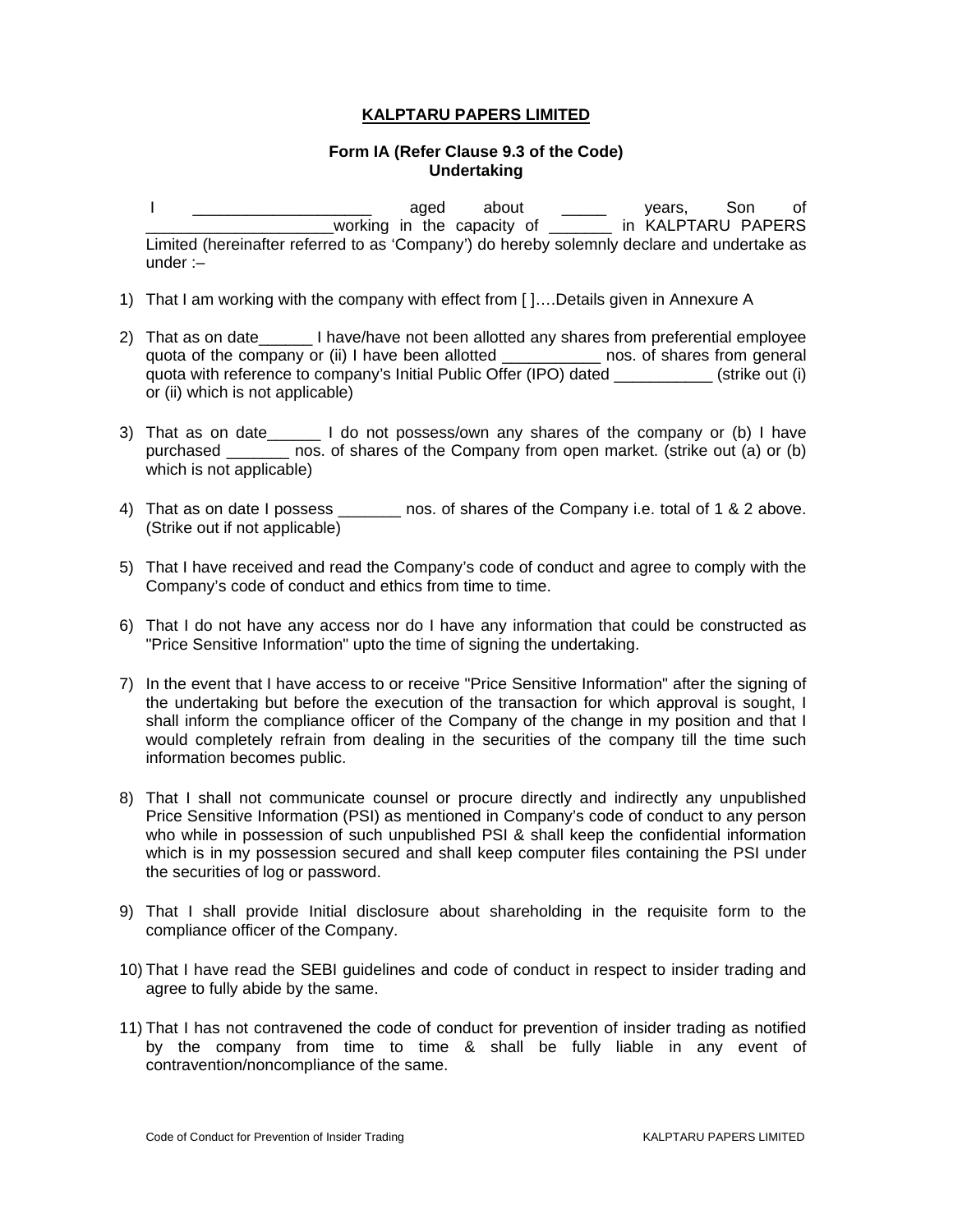**KALPTARU PAPERS LIMITED**

**Form IA (Refer Clause 9.3 of the Code)**
**Undertaking**

I ____________________ aged about _____ years, Son of ____________________working in the capacity of _______ in KALPTARU PAPERS Limited (hereinafter referred to as 'Company') do hereby solemnly declare and undertake as under :–

1) That I am working with the company with effect from [ ]….Details given in Annexure A

2) That as on date______ I have/have not been allotted any shares from preferential employee quota of the company or (ii) I have been allotted ___________ nos. of shares from general quota with reference to company's Initial Public Offer (IPO) dated ___________ (strike out (i) or (ii) which is not applicable)

3) That as on date______ I do not possess/own any shares of the company or (b) I have purchased _______ nos. of shares of the Company from open market. (strike out (a) or (b) which is not applicable)

4) That as on date I possess _______ nos. of shares of the Company i.e. total of 1 & 2 above. (Strike out if not applicable)

5) That I have received and read the Company's code of conduct and agree to comply with the Company's code of conduct and ethics from time to time.

6) That I do not have any access nor do I have any information that could be constructed as "Price Sensitive Information" upto the time of signing the undertaking.

7) In the event that I have access to or receive "Price Sensitive Information" after the signing of the undertaking but before the execution of the transaction for which approval is sought, I shall inform the compliance officer of the Company of the change in my position and that I would completely refrain from dealing in the securities of the company till the time such information becomes public.

8) That I shall not communicate counsel or procure directly and indirectly any unpublished Price Sensitive Information (PSI) as mentioned in Company's code of conduct to any person who while in possession of such unpublished PSI & shall keep the confidential information which is in my possession secured and shall keep computer files containing the PSI under the securities of log or password.

9) That I shall provide Initial disclosure about shareholding in the requisite form to the compliance officer of the Company.

10) That I have read the SEBI guidelines and code of conduct in respect to insider trading and agree to fully abide by the same.

11) That I has not contravened the code of conduct for prevention of insider trading as notified by the company from time to time & shall be fully liable in any event of contravention/noncompliance of the same.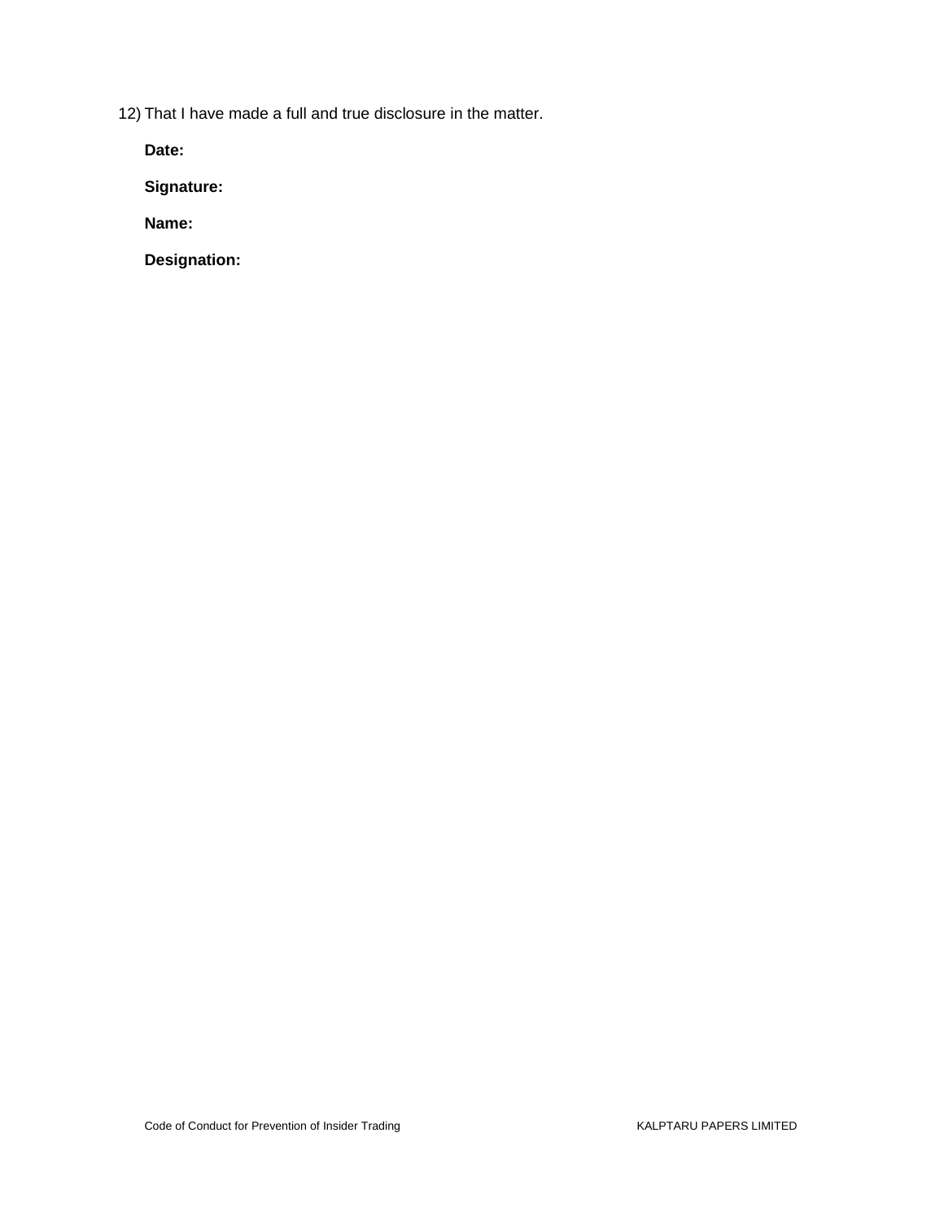12) That I have made a full and true disclosure in the matter.

**Date:**

**Signature:**

**Name:**

**Designation:**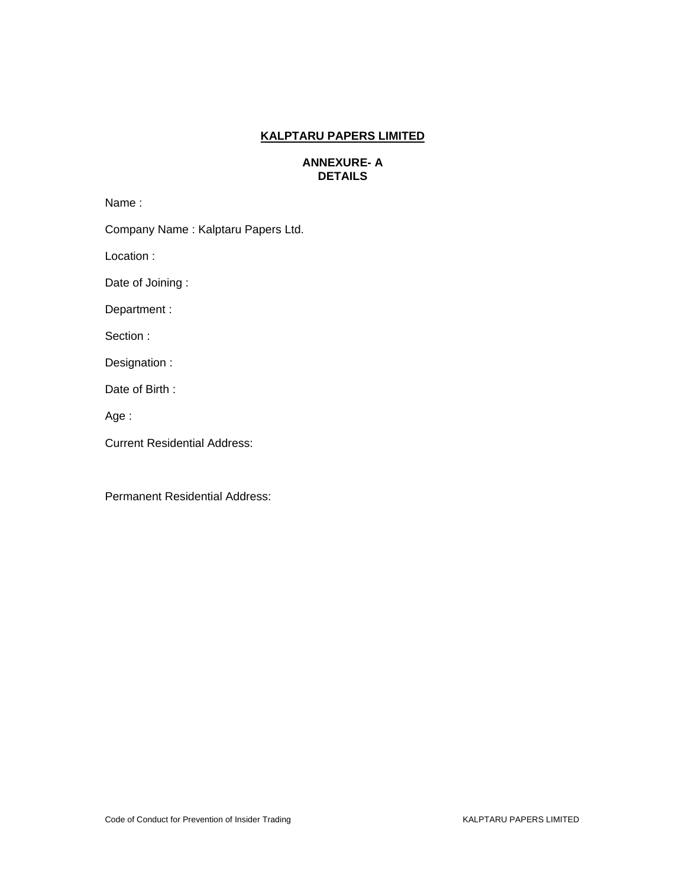**KALPTARU PAPERS LIMITED**

**ANNEXURE- A**
**DETAILS**

Name :

Company Name : Kalptaru Papers Ltd.

Location :

Date of Joining :

Department :

Section :

Designation :

Date of Birth :

Age :

Current Residential Address:

Permanent Residential Address: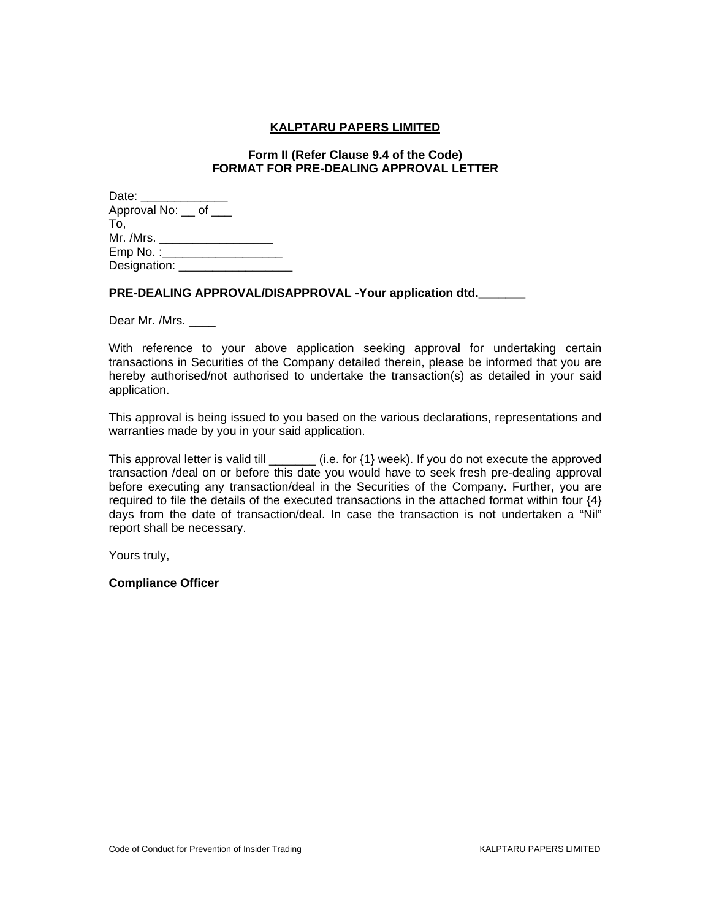**KALPTARU PAPERS LIMITED**

**Form II (Refer Clause 9.4 of the Code)**
**FORMAT FOR PRE-DEALING APPROVAL LETTER**

Date: _____________
Approval No: __ of ___
To,
Mr. /Mrs. _________________
Emp No. :__________________
Designation: _________________

**PRE-DEALING APPROVAL/DISAPPROVAL -Your application dtd._______**

Dear Mr. /Mrs. ____

With reference to your above application seeking approval for undertaking certain transactions in Securities of the Company detailed therein, please be informed that you are hereby authorised/not authorised to undertake the transaction(s) as detailed in your said application.

This approval is being issued to you based on the various declarations, representations and warranties made by you in your said application.

This approval letter is valid till _______ (i.e. for {1} week). If you do not execute the approved transaction /deal on or before this date you would have to seek fresh pre-dealing approval before executing any transaction/deal in the Securities of the Company. Further, you are required to file the details of the executed transactions in the attached format within four {4} days from the date of transaction/deal. In case the transaction is not undertaken a “Nil” report shall be necessary.

Yours truly,

**Compliance Officer**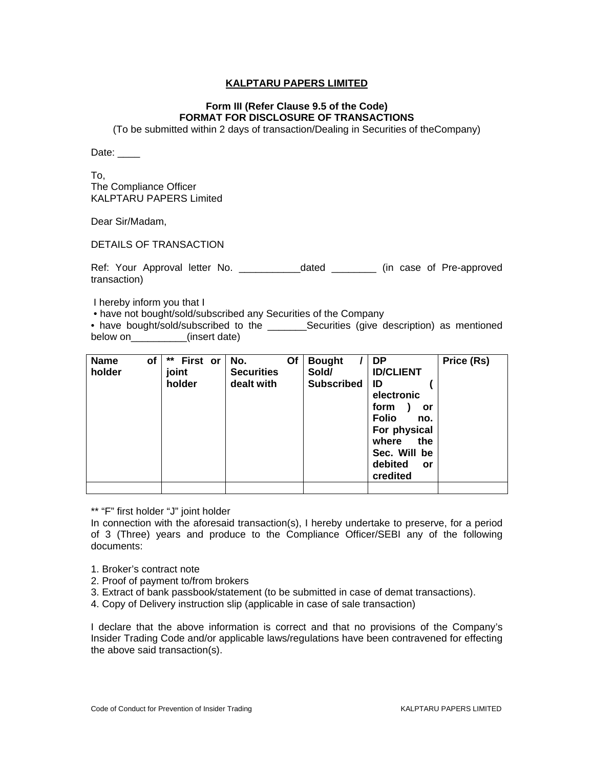# KALPTARU PAPERS LIMITED

**Form III (Refer Clause 9.5 of the Code)**
**FORMAT FOR DISCLOSURE OF TRANSACTIONS**
(To be submitted within 2 days of transaction/Dealing in Securities of theCompany)

Date: ____

To,
The Compliance Officer
KALPTARU PAPERS Limited

Dear Sir/Madam,

DETAILS OF TRANSACTION

Ref: Your Approval letter No. ___________dated ________ (in case of Pre-approved transaction)

I hereby inform you that I

- have not bought/sold/subscribed any Securities of the Company
- have bought/sold/subscribed to the _______Securities (give description) as mentioned below on__________(insert date)

| Name of holder | ** First or joint holder | No. Of Securities dealt with | Bought / Sold/ Subscribed | DP ID/CLIENT ID ( electronic form ) or Folio no. For physical where the Sec. Will be debited or credited | Price (Rs) |
|---|---|---|---|---|---|
| | | | | | |

** "F" first holder "J" joint holder

In connection with the aforesaid transaction(s), I hereby undertake to preserve, for a period of 3 (Three) years and produce to the Compliance Officer/SEBI any of the following documents:

1. Broker's contract note
2. Proof of payment to/from brokers
3. Extract of bank passbook/statement (to be submitted in case of demat transactions).
4. Copy of Delivery instruction slip (applicable in case of sale transaction)

I declare that the above information is correct and that no provisions of the Company's Insider Trading Code and/or applicable laws/regulations have been contravened for effecting the above said transaction(s).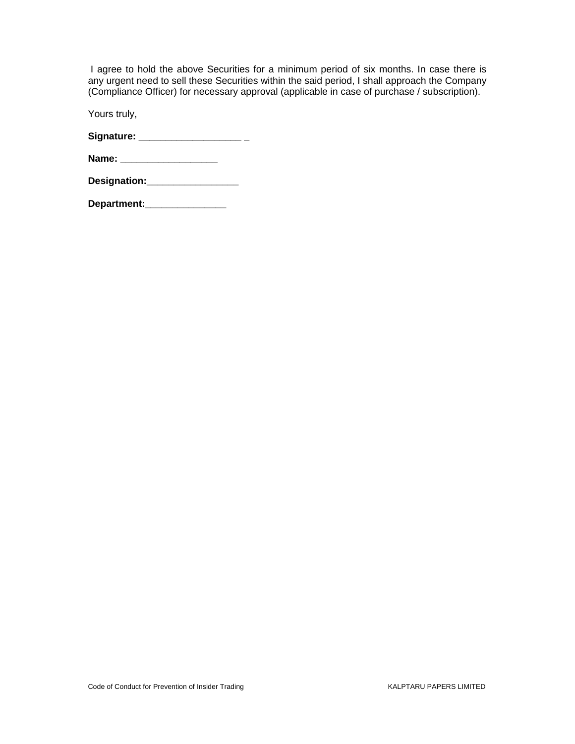I agree to hold the above Securities for a minimum period of six months. In case there is any urgent need to sell these Securities within the said period, I shall approach the Company (Compliance Officer) for necessary approval (applicable in case of purchase / subscription).

Yours truly,

**Signature: ___________________ _**

**Name: __________________**

**Designation:_________________**

**Department:_______________**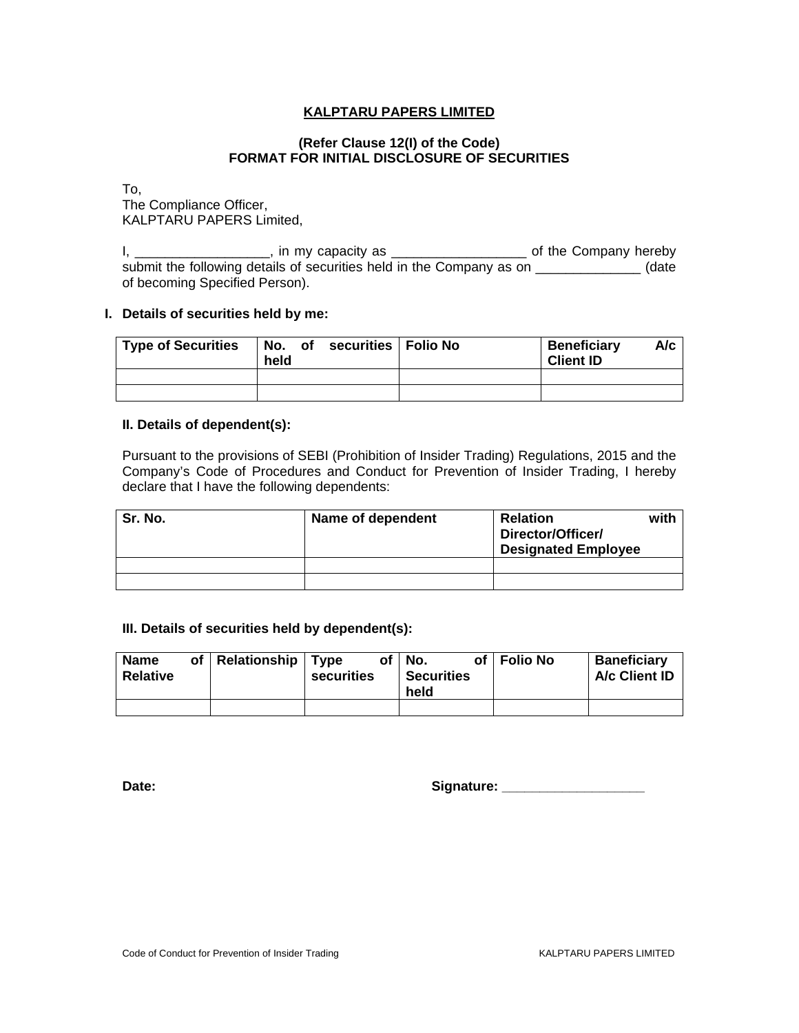**KALPTARU PAPERS LIMITED**

**(Refer Clause 12(I) of the Code)**
**FORMAT FOR INITIAL DISCLOSURE OF SECURITIES**

To,
The Compliance Officer,
KALPTARU PAPERS Limited,

I, __________________, in my capacity as __________________ of the Company hereby submit the following details of securities held in the Company as on ______________ (date of becoming Specified Person).

**I. Details of securities held by me:**

| Type of Securities | No. of securities held | Folio No | Beneficiary A/c Client ID |
|---|---|---|---|
| | | | |
| | | | |

**II. Details of dependent(s):**

Pursuant to the provisions of SEBI (Prohibition of Insider Trading) Regulations, 2015 and the Company's Code of Procedures and Conduct for Prevention of Insider Trading, I hereby declare that I have the following dependents:

| Sr. No. | Name of dependent | Relation with Director/Officer/ Designated Employee |
|---|---|---|
| | | |
| | | |

**III. Details of securities held by dependent(s):**

| Name of Relative | Relationship | Type of securities | No. of Securities held | Folio No | Baneficiary A/c Client ID |
|---|---|---|---|---|---|
| | | | | | |

**Date:** **Signature: ___________________**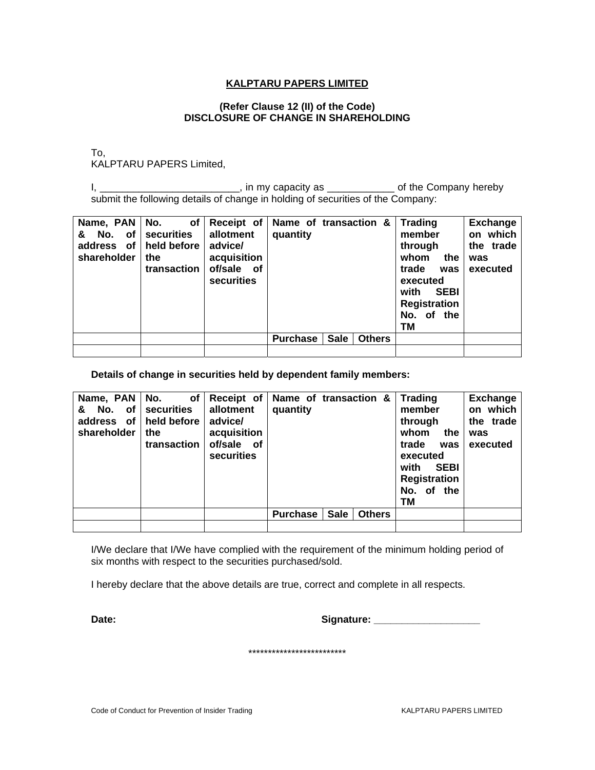**KALPTARU PAPERS LIMITED**

**(Refer Clause 12 (II) of the Code)**
**DISCLOSURE OF CHANGE IN SHAREHOLDING**

To,
KALPTARU PAPERS Limited,

I, _________________________, in my capacity as ____________ of the Company hereby submit the following details of change in holding of securities of the Company:

| Name, PAN & No. of address of shareholder | No. of securities held before the transaction | Receipt of allotment advice/ acquisition of/sale of securities | Name of transaction & quantity | | | Trading member through whom the trade was executed with SEBI Registration No. of the TM | Exchange on which the trade was executed |
|---|---|---|---|---|---|---|---|
| | | | Purchase | Sale | Others | | |
| | | | | | | | |

**Details of change in securities held by dependent family members:**

| Name, PAN & No. of address of shareholder | No. of securities held before the transaction | Receipt of allotment advice/ acquisition of/sale of securities | Name of transaction & quantity | | | Trading member through whom the trade was executed with SEBI Registration No. of the TM | Exchange on which the trade was executed |
|---|---|---|---|---|---|---|---|
| | | | Purchase | Sale | Others | | |
| | | | | | | | |

I/We declare that I/We have complied with the requirement of the minimum holding period of six months with respect to the securities purchased/sold.

I hereby declare that the above details are true, correct and complete in all respects.

**Date:** **Signature: ___________________**

*************************